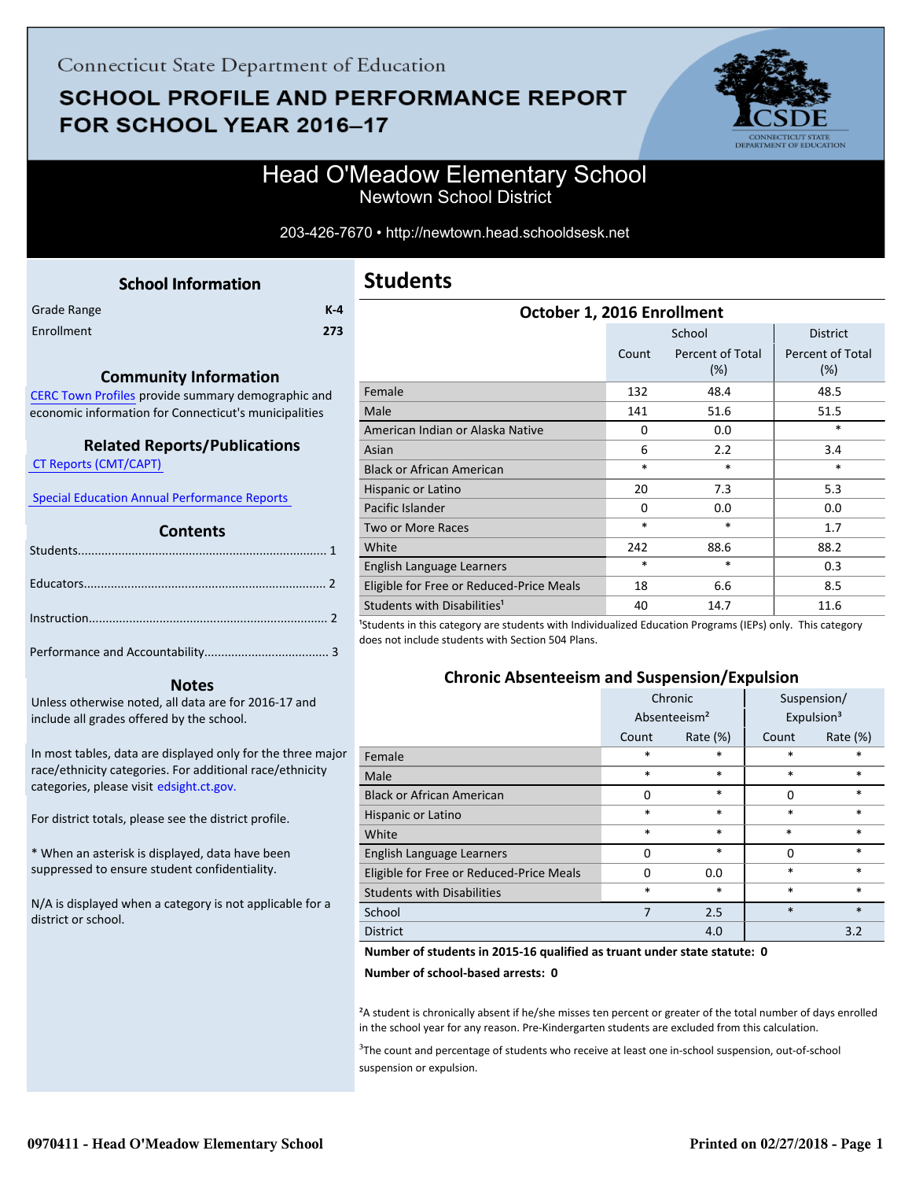Connecticut State Department of Education

# SCHOOL PROFILE AND PERFORMANCE REPORT FOR SCHOOL YEAR 2016–17

## Head O'Meadow Elementary School

Newtown School District

203-426-7670 • http://newtown.head.schooldsesk.net

### School Information

| | |
|---|---|
| Grade Range | K-4 |
| Enrollment | 273 |

### Community Information

CERC Town Profiles provide summary demographic and economic information for Connecticut's municipalities

### Related Reports/Publications

CT Reports (CMT/CAPT)

Special Education Annual Performance Reports

### Contents

Students........................................................................ 1

Educators...................................................................... 2

Instruction..................................................................... 2

Performance and Accountability.................................... 3

### Notes

Unless otherwise noted, all data are for 2016-17 and include all grades offered by the school.

In most tables, data are displayed only for the three major race/ethnicity categories. For additional race/ethnicity categories, please visit edsight.ct.gov.

For district totals, please see the district profile.

* When an asterisk is displayed, data have been suppressed to ensure student confidentiality.

N/A is displayed when a category is not applicable for a district or school.

## Students

### October 1, 2016 Enrollment

| | School | | District |
|---|---|---|---|
| | Count | Percent of Total (%) | Percent of Total (%) |
| Female | 132 | 48.4 | 48.5 |
| Male | 141 | 51.6 | 51.5 |
| American Indian or Alaska Native | 0 | 0.0 | * |
| Asian | 6 | 2.2 | 3.4 |
| Black or African American | * | * | * |
| Hispanic or Latino | 20 | 7.3 | 5.3 |
| Pacific Islander | 0 | 0.0 | 0.0 |
| Two or More Races | * | * | 1.7 |
| White | 242 | 88.6 | 88.2 |
| English Language Learners | * | * | 0.3 |
| Eligible for Free or Reduced-Price Meals | 18 | 6.6 | 8.5 |
| Students with Disabilities[1] | 40 | 14.7 | 11.6 |

[1]Students in this category are students with Individualized Education Programs (IEPs) only. This category does not include students with Section 504 Plans.

### Chronic Absenteeism and Suspension/Expulsion

| | Chronic Absenteeism[2] | | Suspension/ Expulsion[3] | |
|---|---|---|---|---|
| | Count | Rate (%) | Count | Rate (%) |
| Female | * | * | * | * |
| Male | * | * | * | * |
| Black or African American | 0 | * | 0 | * |
| Hispanic or Latino | * | * | * | * |
| White | * | * | * | * |
| English Language Learners | 0 | * | 0 | * |
| Eligible for Free or Reduced-Price Meals | 0 | 0.0 | * | * |
| Students with Disabilities | * | * | * | * |
| School | 7 | 2.5 | * | * |
| District | | 4.0 | | 3.2 |

**Number of students in 2015-16 qualified as truant under state statute: 0**

**Number of school-based arrests: 0**

[2]A student is chronically absent if he/she misses ten percent or greater of the total number of days enrolled in the school year for any reason. Pre-Kindergarten students are excluded from this calculation.

[3]The count and percentage of students who receive at least one in-school suspension, out-of-school suspension or expulsion.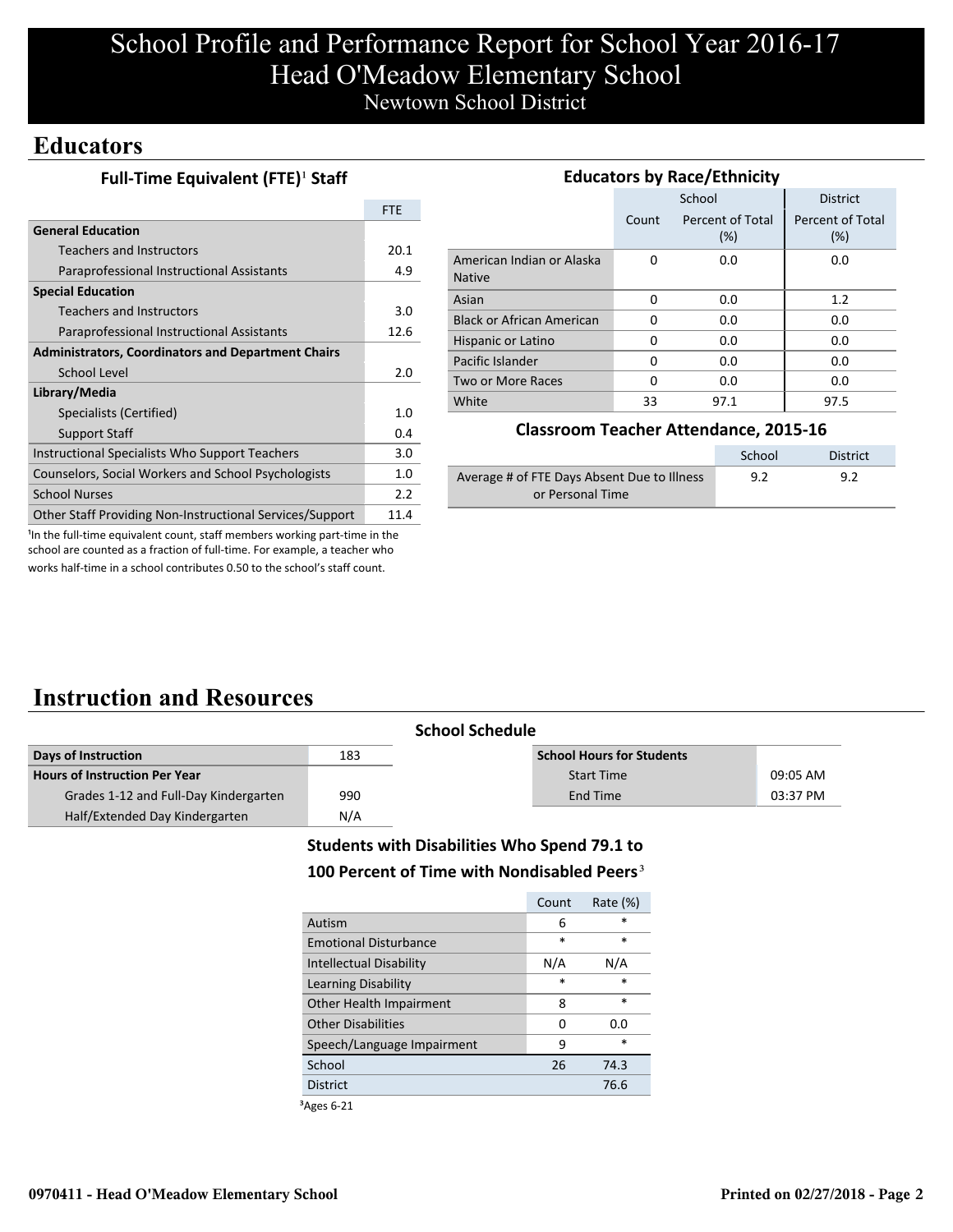# School Profile and Performance Report for School Year 2016-17
# Head O'Meadow Elementary School
## Newtown School District

## Educators

### Full-Time Equivalent (FTE)[1] Staff

| | FTE |
|---|---|
| **General Education** | |
| Teachers and Instructors | 20.1 |
| Paraprofessional Instructional Assistants | 4.9 |
| **Special Education** | |
| Teachers and Instructors | 3.0 |
| Paraprofessional Instructional Assistants | 12.6 |
| **Administrators, Coordinators and Department Chairs** | |
| School Level | 2.0 |
| **Library/Media** | |
| Specialists (Certified) | 1.0 |
| Support Staff | 0.4 |
| Instructional Specialists Who Support Teachers | 3.0 |
| Counselors, Social Workers and School Psychologists | 1.0 |
| School Nurses | 2.2 |
| Other Staff Providing Non-Instructional Services/Support | 11.4 |

[1]In the full-time equivalent count, staff members working part-time in the school are counted as a fraction of full-time. For example, a teacher who works half-time in a school contributes 0.50 to the school's staff count.

### Educators by Race/Ethnicity

| | School | | District |
|---|---|---|---|
| | Count | Percent of Total (%) | Percent of Total (%) |
| American Indian or Alaska Native | 0 | 0.0 | 0.0 |
| Asian | 0 | 0.0 | 1.2 |
| Black or African American | 0 | 0.0 | 0.0 |
| Hispanic or Latino | 0 | 0.0 | 0.0 |
| Pacific Islander | 0 | 0.0 | 0.0 |
| Two or More Races | 0 | 0.0 | 0.0 |
| White | 33 | 97.1 | 97.5 |

### Classroom Teacher Attendance, 2015-16

| | School | District |
|---|---|---|
| Average # of FTE Days Absent Due to Illness or Personal Time | 9.2 | 9.2 |

## Instruction and Resources

### School Schedule

| | |
|---|---|
| **Days of Instruction** | 183 |
| **Hours of Instruction Per Year** | |
| Grades 1-12 and Full-Day Kindergarten | 990 |
| Half/Extended Day Kindergarten | N/A |

| **School Hours for Students** | |
|---|---|
| Start Time | 09:05 AM |
| End Time | 03:37 PM |

### Students with Disabilities Who Spend 79.1 to 100 Percent of Time with Nondisabled Peers[3]

| | Count | Rate (%) |
|---|---|---|
| Autism | 6 | * |
| Emotional Disturbance | * | * |
| Intellectual Disability | N/A | N/A |
| Learning Disability | * | * |
| Other Health Impairment | 8 | * |
| Other Disabilities | 0 | 0.0 |
| Speech/Language Impairment | 9 | * |
| School | 26 | 74.3 |
| District | | 76.6 |

[3]Ages 6-21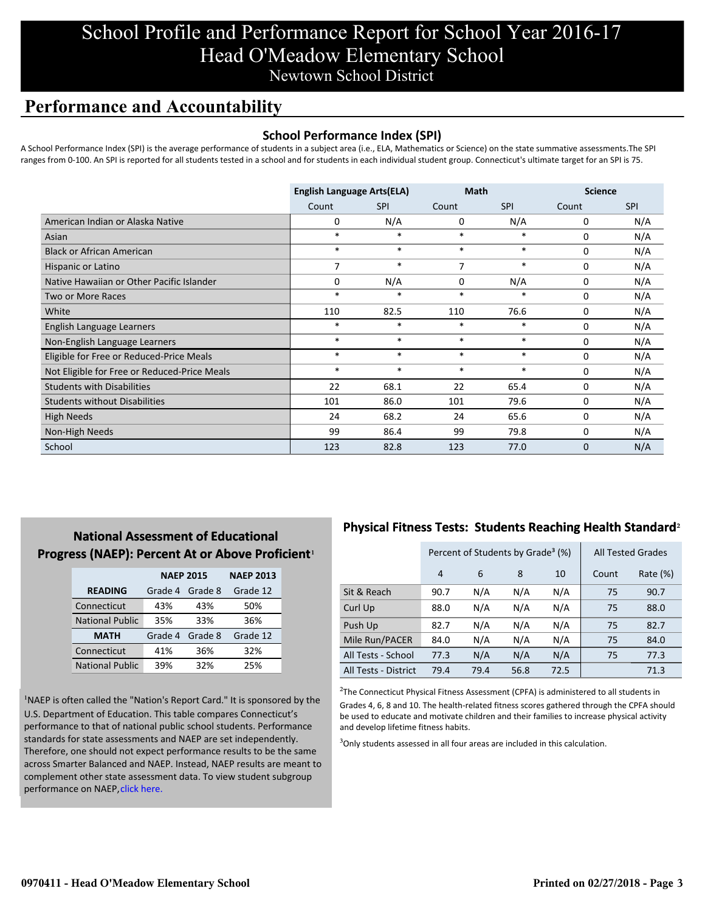# School Profile and Performance Report for School Year 2016-17
# Head O'Meadow Elementary School
## Newtown School District

## Performance and Accountability

### School Performance Index (SPI)

A School Performance Index (SPI) is the average performance of students in a subject area (i.e., ELA, Mathematics or Science) on the state summative assessments.The SPI ranges from 0-100. An SPI is reported for all students tested in a school and for students in each individual student group. Connecticut's ultimate target for an SPI is 75.

| | English Language Arts(ELA) | | Math | | Science | |
|---|---|---|---|---|---|---|
| | Count | SPI | Count | SPI | Count | SPI |
| American Indian or Alaska Native | 0 | N/A | 0 | N/A | 0 | N/A |
| Asian | * | * | * | * | 0 | N/A |
| Black or African American | * | * | * | * | 0 | N/A |
| Hispanic or Latino | 7 | * | 7 | * | 0 | N/A |
| Native Hawaiian or Other Pacific Islander | 0 | N/A | 0 | N/A | 0 | N/A |
| Two or More Races | * | * | * | * | 0 | N/A |
| White | 110 | 82.5 | 110 | 76.6 | 0 | N/A |
| English Language Learners | * | * | * | * | 0 | N/A |
| Non-English Language Learners | * | * | * | * | 0 | N/A |
| Eligible for Free or Reduced-Price Meals | * | * | * | * | 0 | N/A |
| Not Eligible for Free or Reduced-Price Meals | * | * | * | * | 0 | N/A |
| Students with Disabilities | 22 | 68.1 | 22 | 65.4 | 0 | N/A |
| Students without Disabilities | 101 | 86.0 | 101 | 79.6 | 0 | N/A |
| High Needs | 24 | 68.2 | 24 | 65.6 | 0 | N/A |
| Non-High Needs | 99 | 86.4 | 99 | 79.8 | 0 | N/A |
| School | 123 | 82.8 | 123 | 77.0 | 0 | N/A |

### National Assessment of Educational Progress (NAEP): Percent At or Above Proficient[1]

| | NAEP 2015 | | NAEP 2013 |
|---|---|---|---|
| **READING** | Grade 4 | Grade 8 | Grade 12 |
| Connecticut | 43% | 43% | 50% |
| National Public | 35% | 33% | 36% |
| **MATH** | Grade 4 | Grade 8 | Grade 12 |
| Connecticut | 41% | 36% | 32% |
| National Public | 39% | 32% | 25% |

[1]NAEP is often called the "Nation's Report Card." It is sponsored by the U.S. Department of Education. This table compares Connecticut's performance to that of national public school students. Performance standards for state assessments and NAEP are set independently. Therefore, one should not expect performance results to be the same across Smarter Balanced and NAEP. Instead, NAEP results are meant to complement other state assessment data. To view student subgroup performance on NAEP, click here.

### Physical Fitness Tests: Students Reaching Health Standard[2]

| | Percent of Students by Grade[3] (%) | | | | All Tested Grades | |
|---|---|---|---|---|---|---|
| | 4 | 6 | 8 | 10 | Count | Rate (%) |
| Sit & Reach | 90.7 | N/A | N/A | N/A | 75 | 90.7 |
| Curl Up | 88.0 | N/A | N/A | N/A | 75 | 88.0 |
| Push Up | 82.7 | N/A | N/A | N/A | 75 | 82.7 |
| Mile Run/PACER | 84.0 | N/A | N/A | N/A | 75 | 84.0 |
| All Tests - School | 77.3 | N/A | N/A | N/A | 75 | 77.3 |
| All Tests - District | 79.4 | 79.4 | 56.8 | 72.5 | | 71.3 |

[2]The Connecticut Physical Fitness Assessment (CPFA) is administered to all students in Grades 4, 6, 8 and 10. The health-related fitness scores gathered through the CPFA should be used to educate and motivate children and their families to increase physical activity and develop lifetime fitness habits.

[3]Only students assessed in all four areas are included in this calculation.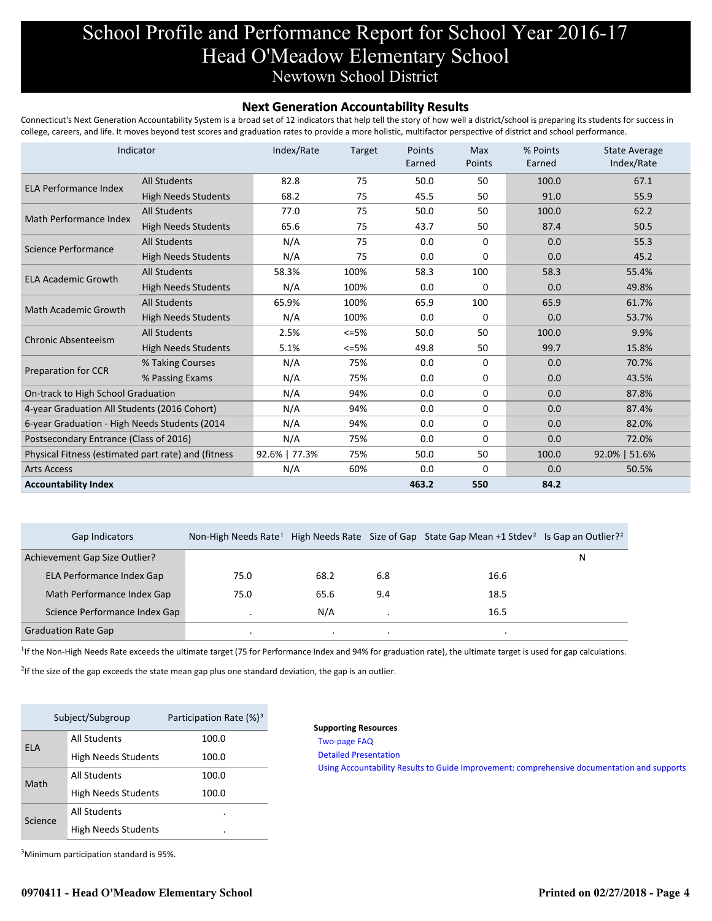# School Profile and Performance Report for School Year 2016-17
# Head O'Meadow Elementary School
## Newtown School District

## Next Generation Accountability Results

Connecticut's Next Generation Accountability System is a broad set of 12 indicators that help tell the story of how well a district/school is preparing its students for success in college, careers, and life. It moves beyond test scores and graduation rates to provide a more holistic, multifactor perspective of district and school performance.

| Indicator | | Index/Rate | Target | Points Earned | Max Points | % Points Earned | State Average Index/Rate |
|---|---|---|---|---|---|---|---|
| ELA Performance Index | All Students | 82.8 | 75 | 50.0 | 50 | 100.0 | 67.1 |
| | High Needs Students | 68.2 | 75 | 45.5 | 50 | 91.0 | 55.9 |
| Math Performance Index | All Students | 77.0 | 75 | 50.0 | 50 | 100.0 | 62.2 |
| | High Needs Students | 65.6 | 75 | 43.7 | 50 | 87.4 | 50.5 |
| Science Performance | All Students | N/A | 75 | 0.0 | 0 | 0.0 | 55.3 |
| | High Needs Students | N/A | 75 | 0.0 | 0 | 0.0 | 45.2 |
| ELA Academic Growth | All Students | 58.3% | 100% | 58.3 | 100 | 58.3 | 55.4% |
| | High Needs Students | N/A | 100% | 0.0 | 0 | 0.0 | 49.8% |
| Math Academic Growth | All Students | 65.9% | 100% | 65.9 | 100 | 65.9 | 61.7% |
| | High Needs Students | N/A | 100% | 0.0 | 0 | 0.0 | 53.7% |
| Chronic Absenteeism | All Students | 2.5% | <=5% | 50.0 | 50 | 100.0 | 9.9% |
| | High Needs Students | 5.1% | <=5% | 49.8 | 50 | 99.7 | 15.8% |
| Preparation for CCR | % Taking Courses | N/A | 75% | 0.0 | 0 | 0.0 | 70.7% |
| | % Passing Exams | N/A | 75% | 0.0 | 0 | 0.0 | 43.5% |
| On-track to High School Graduation | | N/A | 94% | 0.0 | 0 | 0.0 | 87.8% |
| 4-year Graduation All Students (2016 Cohort) | | N/A | 94% | 0.0 | 0 | 0.0 | 87.4% |
| 6-year Graduation - High Needs Students (2014 | | N/A | 94% | 0.0 | 0 | 0.0 | 82.0% |
| Postsecondary Entrance (Class of 2016) | | N/A | 75% | 0.0 | 0 | 0.0 | 72.0% |
| Physical Fitness (estimated part rate) and (fitness | | 92.6% \| 77.3% | 75% | 50.0 | 50 | 100.0 | 92.0% \| 51.6% |
| Arts Access | | N/A | 60% | 0.0 | 0 | 0.0 | 50.5% |
| **Accountability Index** | | | | **463.2** | **550** | **84.2** | |

| Gap Indicators | Non-High Needs Rate[1] | High Needs Rate | Size of Gap | State Gap Mean +1 Stdev[2] | Is Gap an Outlier?[2] |
|---|---|---|---|---|---|
| Achievement Gap Size Outlier? | | | | | N |
| ELA Performance Index Gap | 75.0 | 68.2 | 6.8 | 16.6 | |
| Math Performance Index Gap | 75.0 | 65.6 | 9.4 | 18.5 | |
| Science Performance Index Gap | . | N/A | . | 16.5 | |
| Graduation Rate Gap | . | . | . | . | |

[1]If the Non-High Needs Rate exceeds the ultimate target (75 for Performance Index and 94% for graduation rate), the ultimate target is used for gap calculations.

[2]If the size of the gap exceeds the state mean gap plus one standard deviation, the gap is an outlier.

| Subject/Subgroup | | Participation Rate (%)[3] |
|---|---|---|
| ELA | All Students | 100.0 |
| | High Needs Students | 100.0 |
| Math | All Students | 100.0 |
| | High Needs Students | 100.0 |
| Science | All Students | . |
| | High Needs Students | . |

[3]Minimum participation standard is 95%.

**Supporting Resources**

- Two-page FAQ
- Detailed Presentation
- Using Accountability Results to Guide Improvement: comprehensive documentation and supports